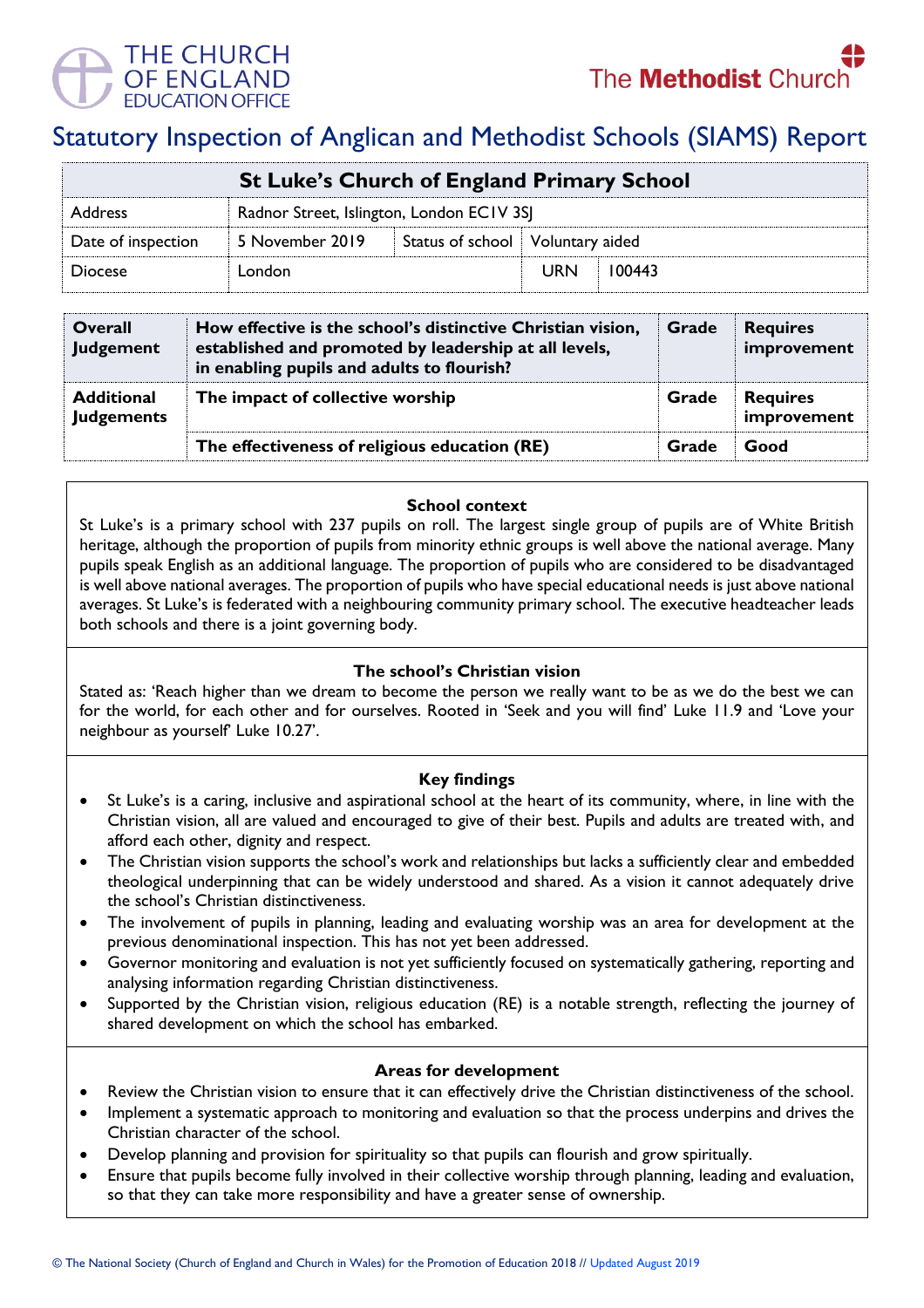THE CHURCH OF ENGLAND EDUCATION OFFICE

The Methodist Church

# Statutory Inspection of Anglican and Methodist Schools (SIAMS) Report

| St Luke's Church of England Primary School | | | | |
|---|---|---|---|---|
| Address | Radnor Street, Islington, London EC1V 3SJ | | | |
| Date of inspection | 5 November 2019 | Status of school | Voluntary aided | |
| Diocese | London | | URN | 100443 |

| | | | |
|---|---|---|---|
| **Overall Judgement** | **How effective is the school's distinctive Christian vision, established and promoted by leadership at all levels, in enabling pupils and adults to flourish?** | **Grade** | **Requires improvement** |
| **Additional Judgements** | **The impact of collective worship** | **Grade** | **Requires improvement** |
| | **The effectiveness of religious education (RE)** | **Grade** | **Good** |

### School context

St Luke's is a primary school with 237 pupils on roll. The largest single group of pupils are of White British heritage, although the proportion of pupils from minority ethnic groups is well above the national average. Many pupils speak English as an additional language. The proportion of pupils who are considered to be disadvantaged is well above national averages. The proportion of pupils who have special educational needs is just above national averages. St Luke's is federated with a neighbouring community primary school. The executive headteacher leads both schools and there is a joint governing body.

### The school's Christian vision

Stated as: 'Reach higher than we dream to become the person we really want to be as we do the best we can for the world, for each other and for ourselves. Rooted in 'Seek and you will find' Luke 11.9 and 'Love your neighbour as yourself' Luke 10.27'.

### Key findings

- St Luke's is a caring, inclusive and aspirational school at the heart of its community, where, in line with the Christian vision, all are valued and encouraged to give of their best. Pupils and adults are treated with, and afford each other, dignity and respect.
- The Christian vision supports the school's work and relationships but lacks a sufficiently clear and embedded theological underpinning that can be widely understood and shared. As a vision it cannot adequately drive the school's Christian distinctiveness.
- The involvement of pupils in planning, leading and evaluating worship was an area for development at the previous denominational inspection. This has not yet been addressed.
- Governor monitoring and evaluation is not yet sufficiently focused on systematically gathering, reporting and analysing information regarding Christian distinctiveness.
- Supported by the Christian vision, religious education (RE) is a notable strength, reflecting the journey of shared development on which the school has embarked.

### Areas for development

- Review the Christian vision to ensure that it can effectively drive the Christian distinctiveness of the school.
- Implement a systematic approach to monitoring and evaluation so that the process underpins and drives the Christian character of the school.
- Develop planning and provision for spirituality so that pupils can flourish and grow spiritually.
- Ensure that pupils become fully involved in their collective worship through planning, leading and evaluation, so that they can take more responsibility and have a greater sense of ownership.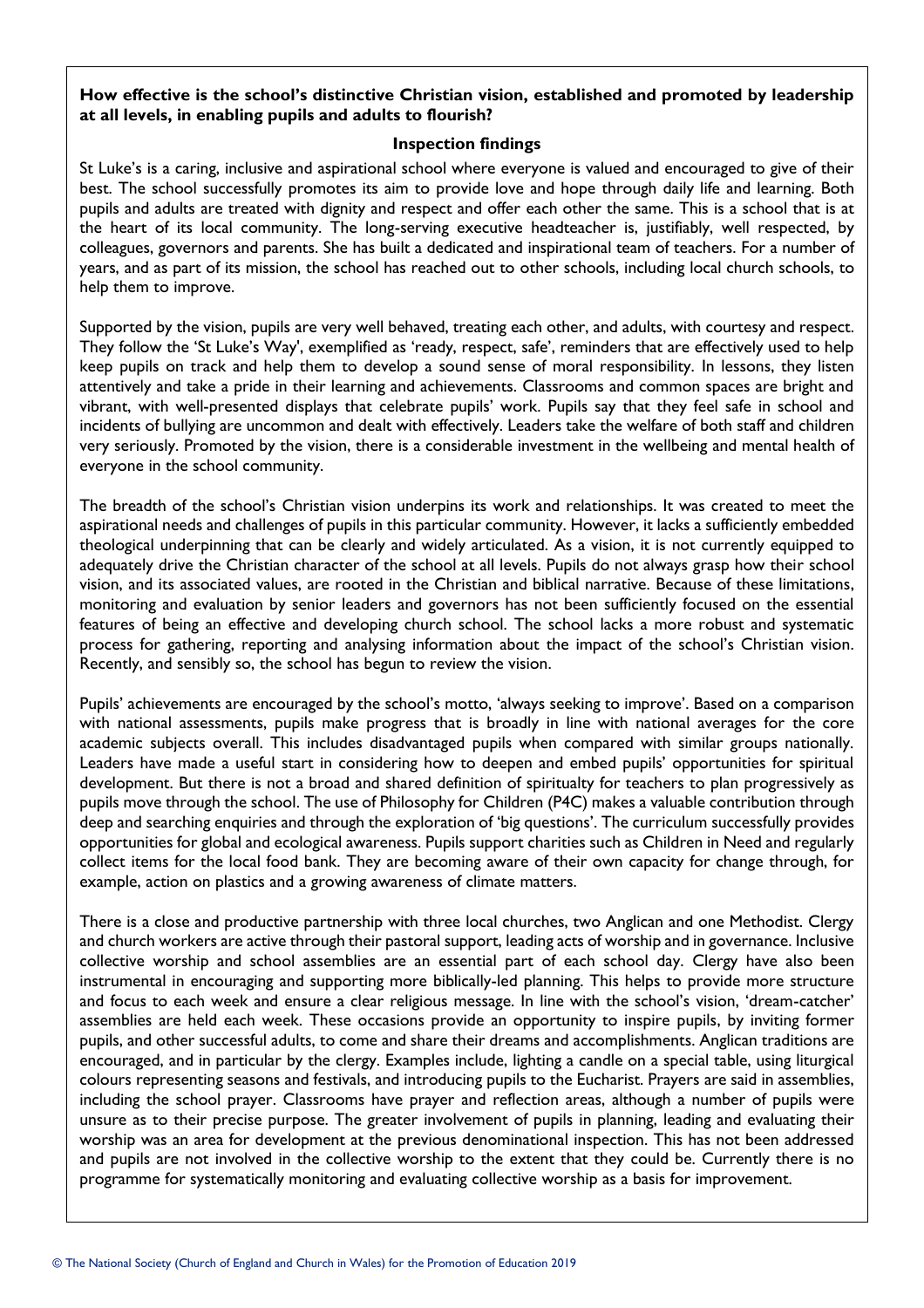**How effective is the school's distinctive Christian vision, established and promoted by leadership at all levels, in enabling pupils and adults to flourish?**

**Inspection findings**

St Luke's is a caring, inclusive and aspirational school where everyone is valued and encouraged to give of their best. The school successfully promotes its aim to provide love and hope through daily life and learning. Both pupils and adults are treated with dignity and respect and offer each other the same. This is a school that is at the heart of its local community. The long-serving executive headteacher is, justifiably, well respected, by colleagues, governors and parents. She has built a dedicated and inspirational team of teachers. For a number of years, and as part of its mission, the school has reached out to other schools, including local church schools, to help them to improve.

Supported by the vision, pupils are very well behaved, treating each other, and adults, with courtesy and respect. They follow the 'St Luke's Way', exemplified as 'ready, respect, safe', reminders that are effectively used to help keep pupils on track and help them to develop a sound sense of moral responsibility. In lessons, they listen attentively and take a pride in their learning and achievements. Classrooms and common spaces are bright and vibrant, with well-presented displays that celebrate pupils' work. Pupils say that they feel safe in school and incidents of bullying are uncommon and dealt with effectively. Leaders take the welfare of both staff and children very seriously. Promoted by the vision, there is a considerable investment in the wellbeing and mental health of everyone in the school community.

The breadth of the school's Christian vision underpins its work and relationships. It was created to meet the aspirational needs and challenges of pupils in this particular community. However, it lacks a sufficiently embedded theological underpinning that can be clearly and widely articulated. As a vision, it is not currently equipped to adequately drive the Christian character of the school at all levels. Pupils do not always grasp how their school vision, and its associated values, are rooted in the Christian and biblical narrative. Because of these limitations, monitoring and evaluation by senior leaders and governors has not been sufficiently focused on the essential features of being an effective and developing church school. The school lacks a more robust and systematic process for gathering, reporting and analysing information about the impact of the school's Christian vision. Recently, and sensibly so, the school has begun to review the vision.

Pupils' achievements are encouraged by the school's motto, 'always seeking to improve'. Based on a comparison with national assessments, pupils make progress that is broadly in line with national averages for the core academic subjects overall. This includes disadvantaged pupils when compared with similar groups nationally. Leaders have made a useful start in considering how to deepen and embed pupils' opportunities for spiritual development. But there is not a broad and shared definition of spirituality for teachers to plan progressively as pupils move through the school. The use of Philosophy for Children (P4C) makes a valuable contribution through deep and searching enquiries and through the exploration of 'big questions'. The curriculum successfully provides opportunities for global and ecological awareness. Pupils support charities such as Children in Need and regularly collect items for the local food bank. They are becoming aware of their own capacity for change through, for example, action on plastics and a growing awareness of climate matters.

There is a close and productive partnership with three local churches, two Anglican and one Methodist. Clergy and church workers are active through their pastoral support, leading acts of worship and in governance. Inclusive collective worship and school assemblies are an essential part of each school day. Clergy have also been instrumental in encouraging and supporting more biblically-led planning. This helps to provide more structure and focus to each week and ensure a clear religious message. In line with the school's vision, 'dream-catcher' assemblies are held each week. These occasions provide an opportunity to inspire pupils, by inviting former pupils, and other successful adults, to come and share their dreams and accomplishments. Anglican traditions are encouraged, and in particular by the clergy. Examples include, lighting a candle on a special table, using liturgical colours representing seasons and festivals, and introducing pupils to the Eucharist. Prayers are said in assemblies, including the school prayer. Classrooms have prayer and reflection areas, although a number of pupils were unsure as to their precise purpose. The greater involvement of pupils in planning, leading and evaluating their worship was an area for development at the previous denominational inspection. This has not been addressed and pupils are not involved in the collective worship to the extent that they could be. Currently there is no programme for systematically monitoring and evaluating collective worship as a basis for improvement.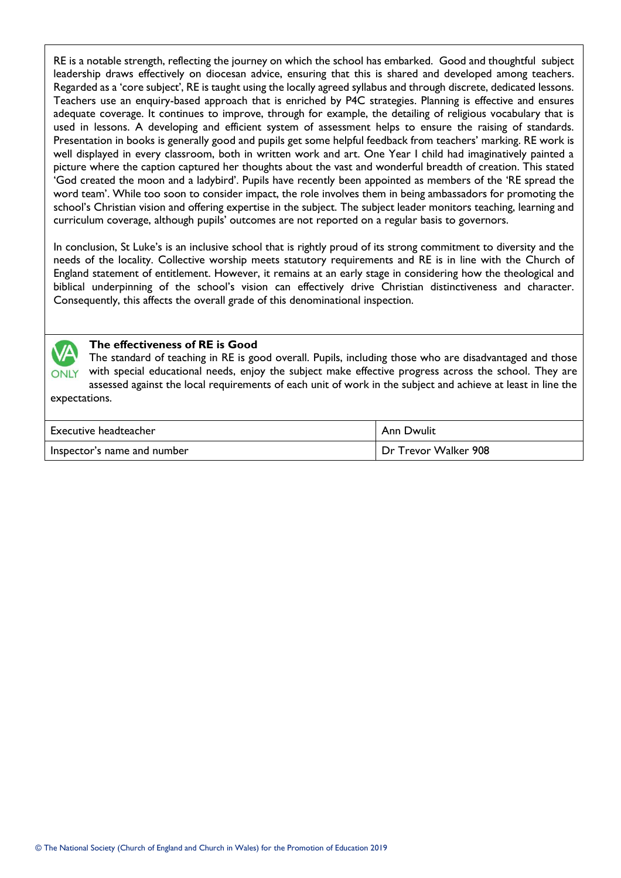RE is a notable strength, reflecting the journey on which the school has embarked. Good and thoughtful subject leadership draws effectively on diocesan advice, ensuring that this is shared and developed among teachers. Regarded as a 'core subject', RE is taught using the locally agreed syllabus and through discrete, dedicated lessons. Teachers use an enquiry-based approach that is enriched by P4C strategies. Planning is effective and ensures adequate coverage. It continues to improve, through for example, the detailing of religious vocabulary that is used in lessons. A developing and efficient system of assessment helps to ensure the raising of standards. Presentation in books is generally good and pupils get some helpful feedback from teachers' marking. RE work is well displayed in every classroom, both in written work and art. One Year I child had imaginatively painted a picture where the caption captured her thoughts about the vast and wonderful breadth of creation. This stated 'God created the moon and a ladybird'. Pupils have recently been appointed as members of the 'RE spread the word team'. While too soon to consider impact, the role involves them in being ambassadors for promoting the school's Christian vision and offering expertise in the subject. The subject leader monitors teaching, learning and curriculum coverage, although pupils' outcomes are not reported on a regular basis to governors.

In conclusion, St Luke's is an inclusive school that is rightly proud of its strong commitment to diversity and the needs of the locality. Collective worship meets statutory requirements and RE is in line with the Church of England statement of entitlement. However, it remains at an early stage in considering how the theological and biblical underpinning of the school's vision can effectively drive Christian distinctiveness and character. Consequently, this affects the overall grade of this denominational inspection.

VA ONLY

**The effectiveness of RE is Good**

The standard of teaching in RE is good overall. Pupils, including those who are disadvantaged and those with special educational needs, enjoy the subject make effective progress across the school. They are assessed against the local requirements of each unit of work in the subject and achieve at least in line the expectations.

| | |
|---|---|
| Executive headteacher | Ann Dwulit |
| Inspector's name and number | Dr Trevor Walker 908 |

© The National Society (Church of England and Church in Wales) for the Promotion of Education 2019